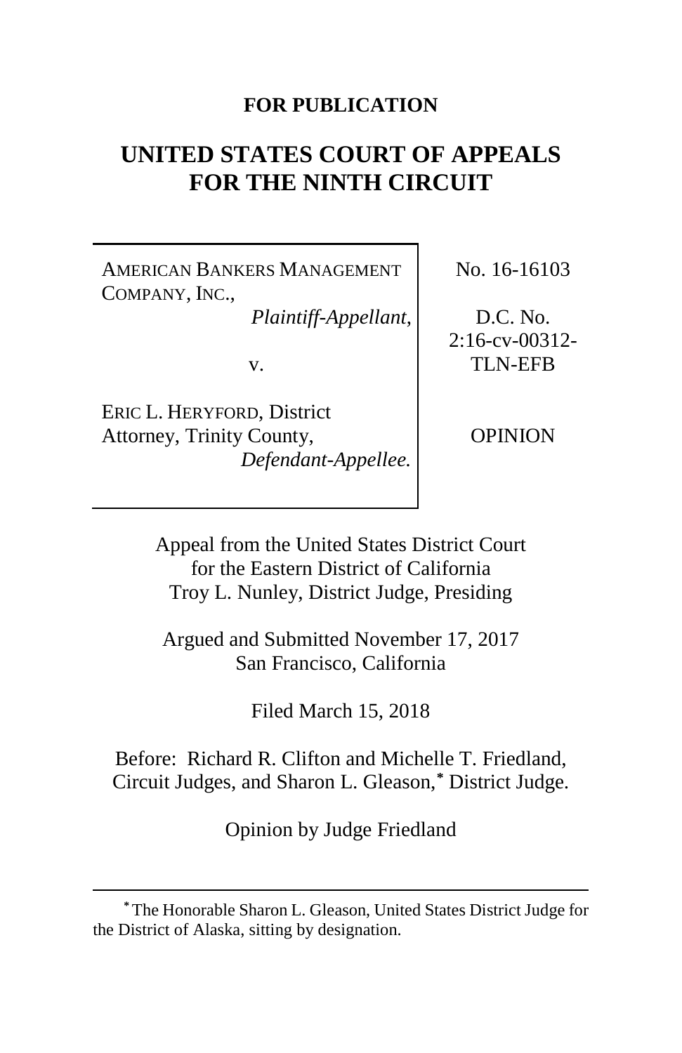**FOR PUBLICATION**

# UNITED STATES COURT OF APPEALS FOR THE NINTH CIRCUIT

| | |
|---|---|
| AMERICAN BANKERS MANAGEMENT COMPANY, INC., *Plaintiff-Appellant*, v. ERIC L. HERYFORD, District Attorney, Trinity County, *Defendant-Appellee.* | No. 16-16103 D.C. No. 2:16-cv-00312-TLN-EFB OPINION |

Appeal from the United States District Court for the Eastern District of California
Troy L. Nunley, District Judge, Presiding

Argued and Submitted November 17, 2017
San Francisco, California

Filed March 15, 2018

Before: Richard R. Clifton and Michelle T. Friedland, Circuit Judges, and Sharon L. Gleason,* District Judge.

Opinion by Judge Friedland

---

\* The Honorable Sharon L. Gleason, United States District Judge for the District of Alaska, sitting by designation.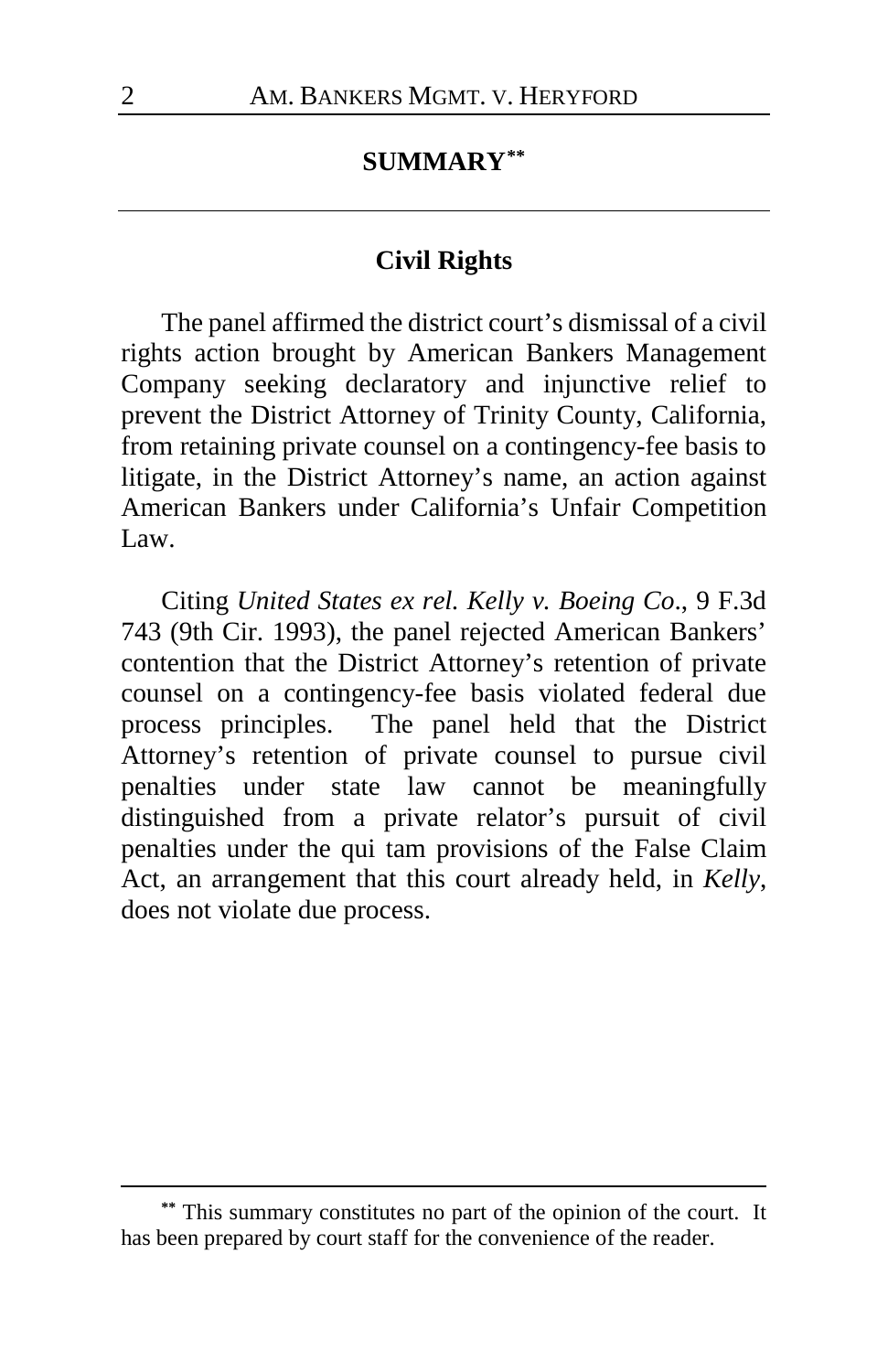## SUMMARY[**]

### Civil Rights

The panel affirmed the district court's dismissal of a civil rights action brought by American Bankers Management Company seeking declaratory and injunctive relief to prevent the District Attorney of Trinity County, California, from retaining private counsel on a contingency-fee basis to litigate, in the District Attorney's name, an action against American Bankers under California's Unfair Competition Law.

Citing *United States ex rel. Kelly v. Boeing Co*., 9 F.3d 743 (9th Cir. 1993), the panel rejected American Bankers' contention that the District Attorney's retention of private counsel on a contingency-fee basis violated federal due process principles. The panel held that the District Attorney's retention of private counsel to pursue civil penalties under state law cannot be meaningfully distinguished from a private relator's pursuit of civil penalties under the qui tam provisions of the False Claim Act, an arrangement that this court already held, in *Kelly*, does not violate due process.

---

[**] This summary constitutes no part of the opinion of the court. It has been prepared by court staff for the convenience of the reader.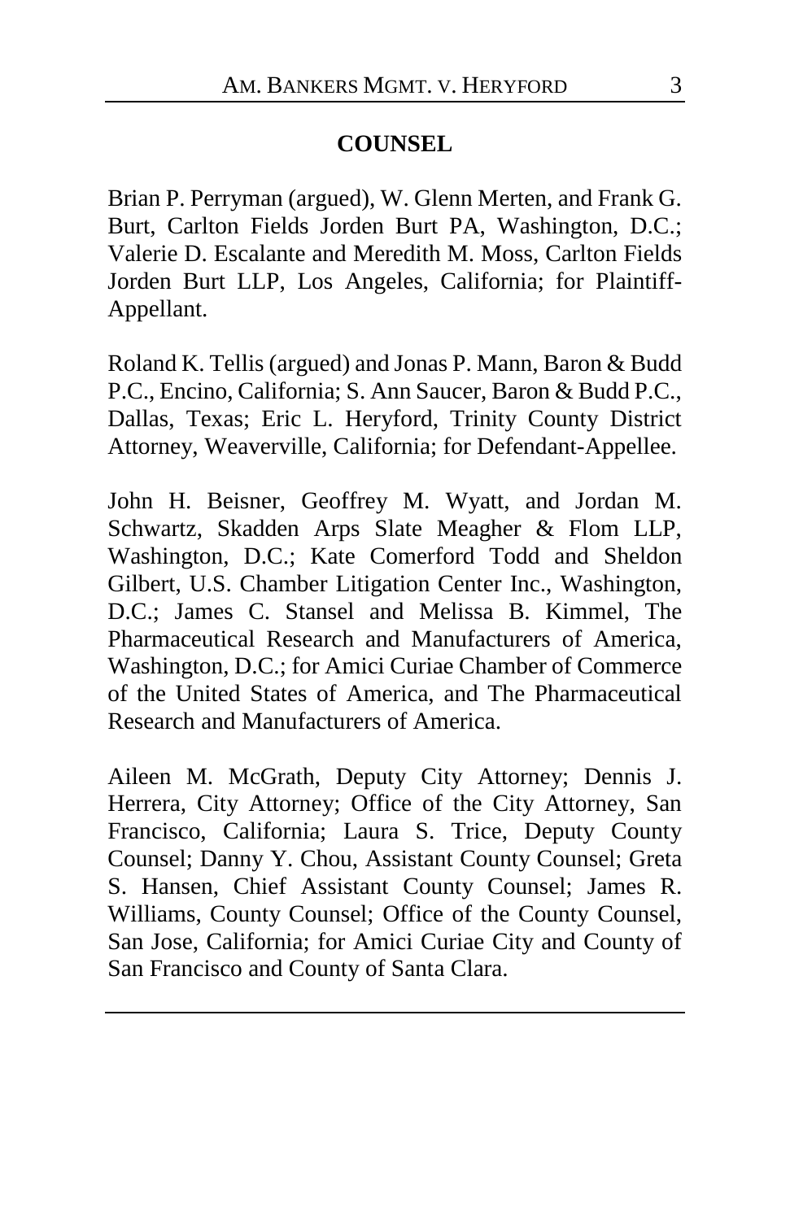## COUNSEL

Brian P. Perryman (argued), W. Glenn Merten, and Frank G. Burt, Carlton Fields Jorden Burt PA, Washington, D.C.; Valerie D. Escalante and Meredith M. Moss, Carlton Fields Jorden Burt LLP, Los Angeles, California; for Plaintiff-Appellant.

Roland K. Tellis (argued) and Jonas P. Mann, Baron & Budd P.C., Encino, California; S. Ann Saucer, Baron & Budd P.C., Dallas, Texas; Eric L. Heryford, Trinity County District Attorney, Weaverville, California; for Defendant-Appellee.

John H. Beisner, Geoffrey M. Wyatt, and Jordan M. Schwartz, Skadden Arps Slate Meagher & Flom LLP, Washington, D.C.; Kate Comerford Todd and Sheldon Gilbert, U.S. Chamber Litigation Center Inc., Washington, D.C.; James C. Stansel and Melissa B. Kimmel, The Pharmaceutical Research and Manufacturers of America, Washington, D.C.; for Amici Curiae Chamber of Commerce of the United States of America, and The Pharmaceutical Research and Manufacturers of America.

Aileen M. McGrath, Deputy City Attorney; Dennis J. Herrera, City Attorney; Office of the City Attorney, San Francisco, California; Laura S. Trice, Deputy County Counsel; Danny Y. Chou, Assistant County Counsel; Greta S. Hansen, Chief Assistant County Counsel; James R. Williams, County Counsel; Office of the County Counsel, San Jose, California; for Amici Curiae City and County of San Francisco and County of Santa Clara.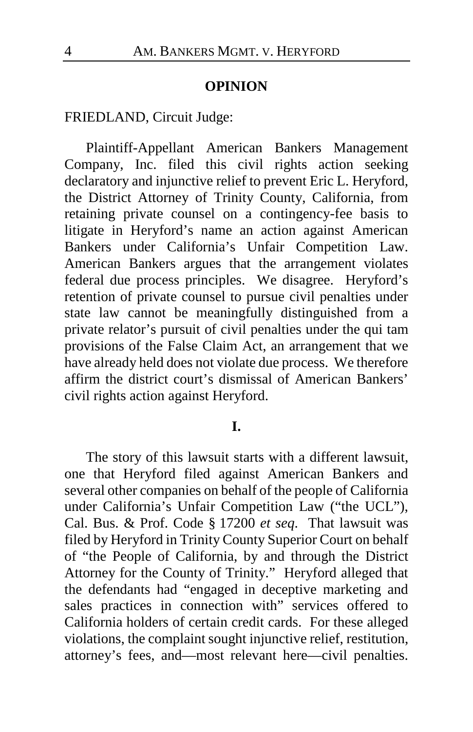## OPINION

FRIEDLAND, Circuit Judge:

Plaintiff-Appellant American Bankers Management Company, Inc. filed this civil rights action seeking declaratory and injunctive relief to prevent Eric L. Heryford, the District Attorney of Trinity County, California, from retaining private counsel on a contingency-fee basis to litigate in Heryford's name an action against American Bankers under California's Unfair Competition Law. American Bankers argues that the arrangement violates federal due process principles. We disagree. Heryford's retention of private counsel to pursue civil penalties under state law cannot be meaningfully distinguished from a private relator's pursuit of civil penalties under the qui tam provisions of the False Claim Act, an arrangement that we have already held does not violate due process. We therefore affirm the district court's dismissal of American Bankers' civil rights action against Heryford.

## I.

The story of this lawsuit starts with a different lawsuit, one that Heryford filed against American Bankers and several other companies on behalf of the people of California under California's Unfair Competition Law ("the UCL"), Cal. Bus. & Prof. Code § 17200 *et seq.* That lawsuit was filed by Heryford in Trinity County Superior Court on behalf of "the People of California, by and through the District Attorney for the County of Trinity." Heryford alleged that the defendants had "engaged in deceptive marketing and sales practices in connection with" services offered to California holders of certain credit cards. For these alleged violations, the complaint sought injunctive relief, restitution, attorney's fees, and—most relevant here—civil penalties.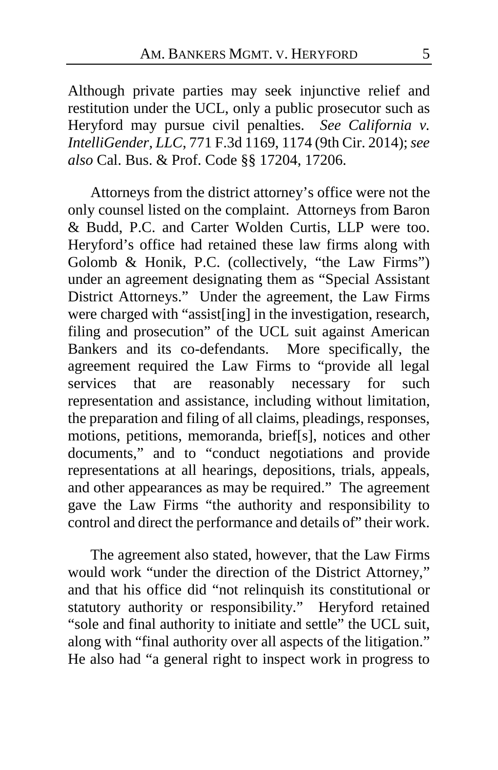Although private parties may seek injunctive relief and restitution under the UCL, only a public prosecutor such as Heryford may pursue civil penalties. *See California v. IntelliGender, LLC*, 771 F.3d 1169, 1174 (9th Cir. 2014); *see also* Cal. Bus. & Prof. Code §§ 17204, 17206.

Attorneys from the district attorney's office were not the only counsel listed on the complaint. Attorneys from Baron & Budd, P.C. and Carter Wolden Curtis, LLP were too. Heryford's office had retained these law firms along with Golomb & Honik, P.C. (collectively, "the Law Firms") under an agreement designating them as "Special Assistant District Attorneys." Under the agreement, the Law Firms were charged with "assist[ing] in the investigation, research, filing and prosecution" of the UCL suit against American Bankers and its co-defendants. More specifically, the agreement required the Law Firms to "provide all legal services that are reasonably necessary for such representation and assistance, including without limitation, the preparation and filing of all claims, pleadings, responses, motions, petitions, memoranda, brief[s], notices and other documents," and to "conduct negotiations and provide representations at all hearings, depositions, trials, appeals, and other appearances as may be required." The agreement gave the Law Firms "the authority and responsibility to control and direct the performance and details of" their work.

The agreement also stated, however, that the Law Firms would work "under the direction of the District Attorney," and that his office did "not relinquish its constitutional or statutory authority or responsibility." Heryford retained "sole and final authority to initiate and settle" the UCL suit, along with "final authority over all aspects of the litigation." He also had "a general right to inspect work in progress to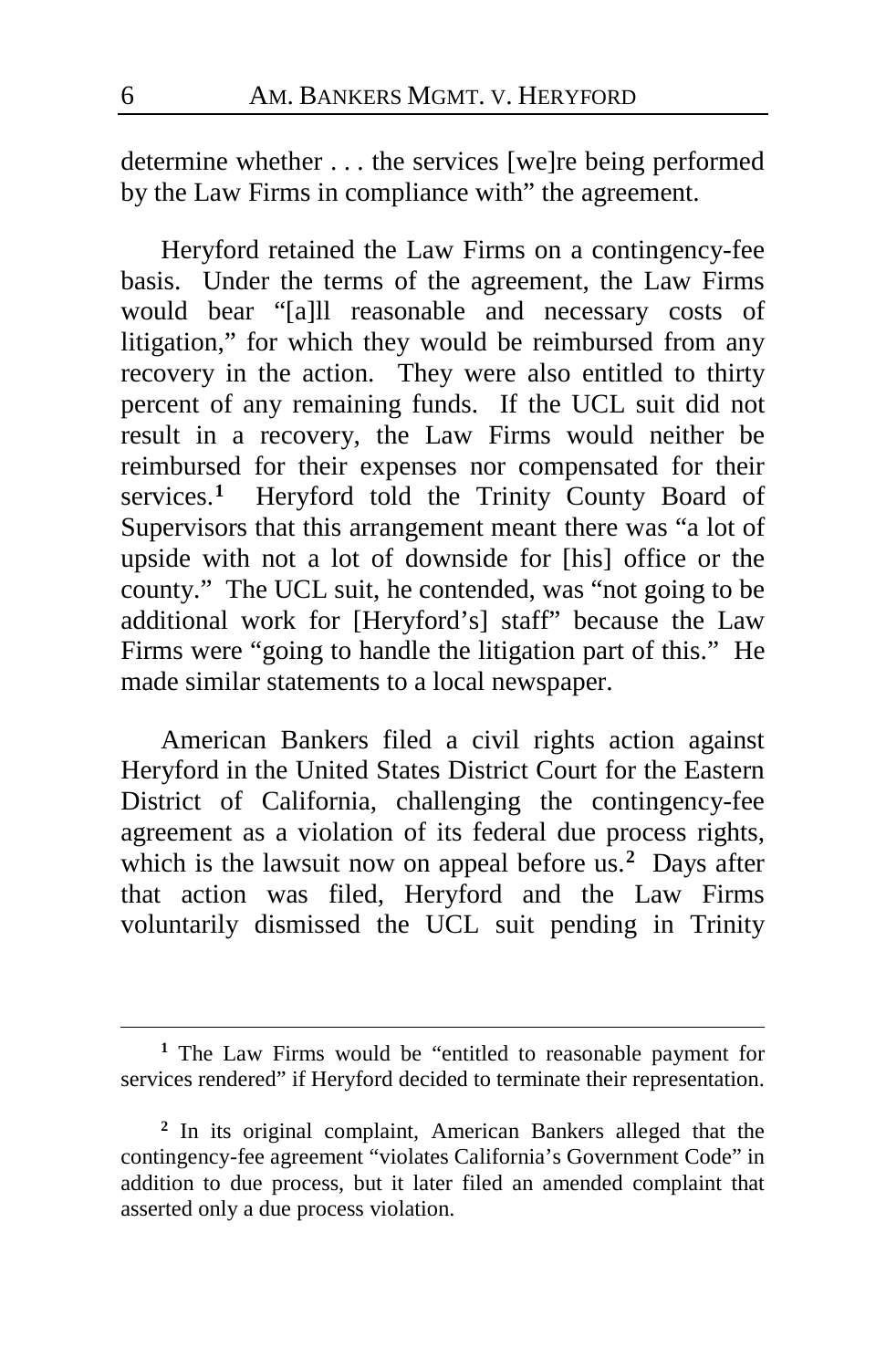determine whether . . . the services [we]re being performed by the Law Firms in compliance with" the agreement.

Heryford retained the Law Firms on a contingency-fee basis. Under the terms of the agreement, the Law Firms would bear "[a]ll reasonable and necessary costs of litigation," for which they would be reimbursed from any recovery in the action. They were also entitled to thirty percent of any remaining funds. If the UCL suit did not result in a recovery, the Law Firms would neither be reimbursed for their expenses nor compensated for their services.[1] Heryford told the Trinity County Board of Supervisors that this arrangement meant there was "a lot of upside with not a lot of downside for [his] office or the county." The UCL suit, he contended, was "not going to be additional work for [Heryford's] staff" because the Law Firms were "going to handle the litigation part of this." He made similar statements to a local newspaper.

American Bankers filed a civil rights action against Heryford in the United States District Court for the Eastern District of California, challenging the contingency-fee agreement as a violation of its federal due process rights, which is the lawsuit now on appeal before us.[2] Days after that action was filed, Heryford and the Law Firms voluntarily dismissed the UCL suit pending in Trinity

---

[1] The Law Firms would be "entitled to reasonable payment for services rendered" if Heryford decided to terminate their representation.

[2] In its original complaint, American Bankers alleged that the contingency-fee agreement "violates California's Government Code" in addition to due process, but it later filed an amended complaint that asserted only a due process violation.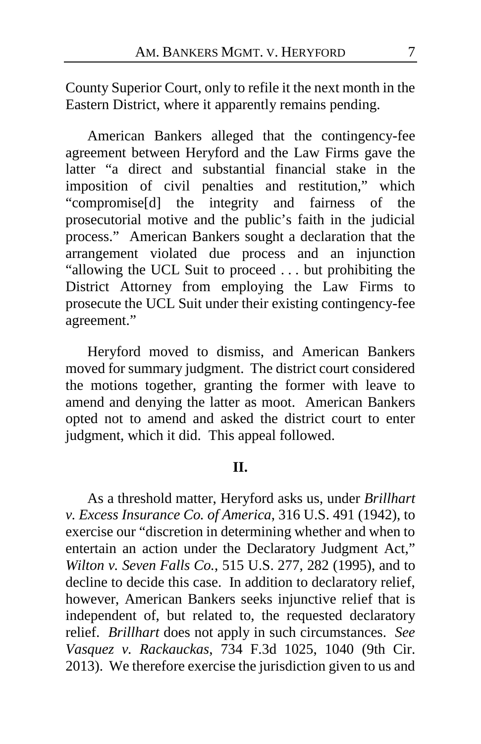County Superior Court, only to refile it the next month in the Eastern District, where it apparently remains pending.

American Bankers alleged that the contingency-fee agreement between Heryford and the Law Firms gave the latter "a direct and substantial financial stake in the imposition of civil penalties and restitution," which "compromise[d] the integrity and fairness of the prosecutorial motive and the public's faith in the judicial process." American Bankers sought a declaration that the arrangement violated due process and an injunction "allowing the UCL Suit to proceed . . . but prohibiting the District Attorney from employing the Law Firms to prosecute the UCL Suit under their existing contingency-fee agreement."

Heryford moved to dismiss, and American Bankers moved for summary judgment. The district court considered the motions together, granting the former with leave to amend and denying the latter as moot. American Bankers opted not to amend and asked the district court to enter judgment, which it did. This appeal followed.

## II.

As a threshold matter, Heryford asks us, under *Brillhart v. Excess Insurance Co. of America*, 316 U.S. 491 (1942), to exercise our "discretion in determining whether and when to entertain an action under the Declaratory Judgment Act," *Wilton v. Seven Falls Co.*, 515 U.S. 277, 282 (1995), and to decline to decide this case. In addition to declaratory relief, however, American Bankers seeks injunctive relief that is independent of, but related to, the requested declaratory relief. *Brillhart* does not apply in such circumstances. *See Vasquez v. Rackauckas*, 734 F.3d 1025, 1040 (9th Cir. 2013). We therefore exercise the jurisdiction given to us and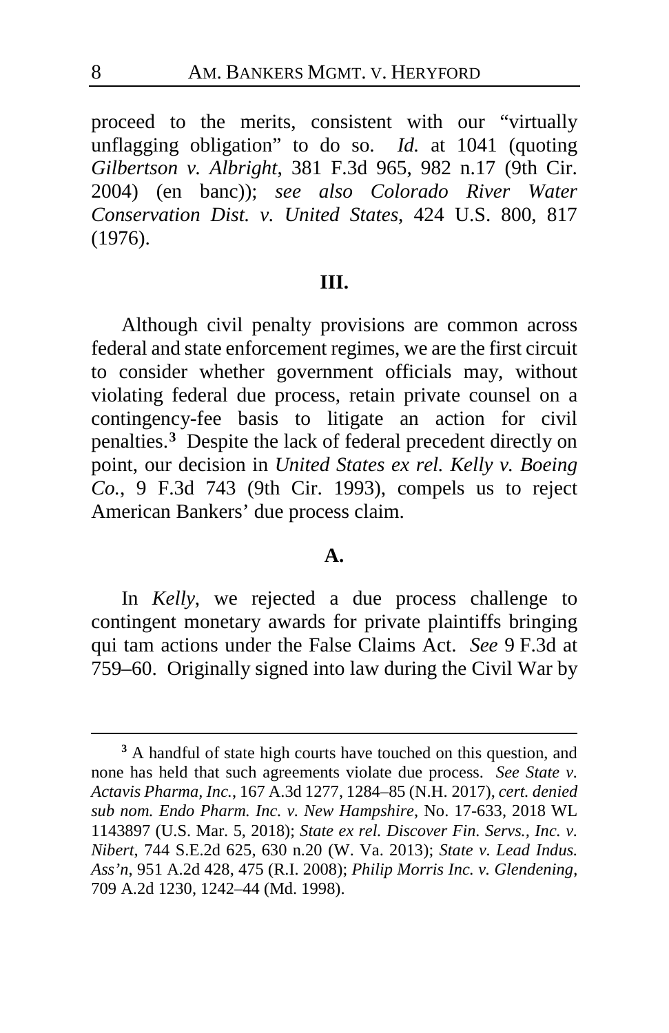proceed to the merits, consistent with our "virtually unflagging obligation" to do so. *Id.* at 1041 (quoting *Gilbertson v. Albright*, 381 F.3d 965, 982 n.17 (9th Cir. 2004) (en banc)); *see also Colorado River Water Conservation Dist. v. United States*, 424 U.S. 800, 817 (1976).

## III.

Although civil penalty provisions are common across federal and state enforcement regimes, we are the first circuit to consider whether government officials may, without violating federal due process, retain private counsel on a contingency-fee basis to litigate an action for civil penalties.[3] Despite the lack of federal precedent directly on point, our decision in *United States ex rel. Kelly v. Boeing Co.*, 9 F.3d 743 (9th Cir. 1993), compels us to reject American Bankers' due process claim.

### A.

In *Kelly*, we rejected a due process challenge to contingent monetary awards for private plaintiffs bringing qui tam actions under the False Claims Act. *See* 9 F.3d at 759–60. Originally signed into law during the Civil War by

---

[3] A handful of state high courts have touched on this question, and none has held that such agreements violate due process. *See State v. Actavis Pharma, Inc.*, 167 A.3d 1277, 1284–85 (N.H. 2017), *cert. denied sub nom. Endo Pharm. Inc. v. New Hampshire*, No. 17-633, 2018 WL 1143897 (U.S. Mar. 5, 2018); *State ex rel. Discover Fin. Servs., Inc. v. Nibert*, 744 S.E.2d 625, 630 n.20 (W. Va. 2013); *State v. Lead Indus. Ass'n*, 951 A.2d 428, 475 (R.I. 2008); *Philip Morris Inc. v. Glendening*, 709 A.2d 1230, 1242–44 (Md. 1998).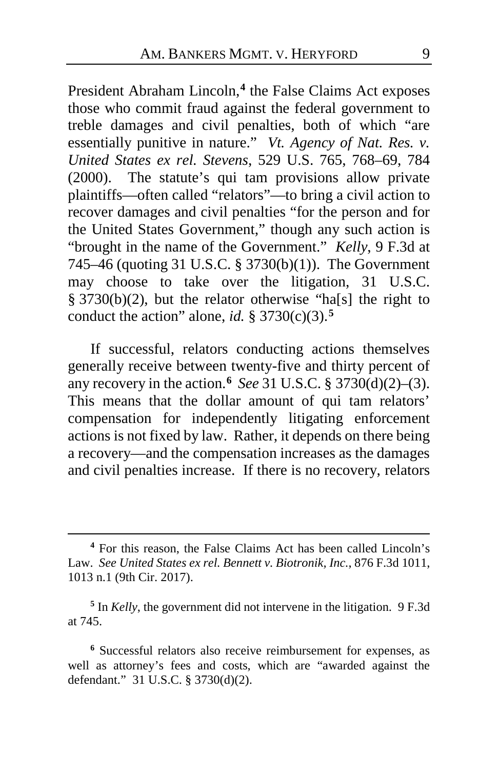President Abraham Lincoln,[4] the False Claims Act exposes those who commit fraud against the federal government to treble damages and civil penalties, both of which "are essentially punitive in nature." *Vt. Agency of Nat. Res. v. United States ex rel. Stevens*, 529 U.S. 765, 768–69, 784 (2000). The statute's qui tam provisions allow private plaintiffs—often called "relators"—to bring a civil action to recover damages and civil penalties "for the person and for the United States Government," though any such action is "brought in the name of the Government." *Kelly*, 9 F.3d at 745–46 (quoting 31 U.S.C. § 3730(b)(1)). The Government may choose to take over the litigation, 31 U.S.C. § 3730(b)(2), but the relator otherwise "ha[s] the right to conduct the action" alone, *id.* § 3730(c)(3).[5]

If successful, relators conducting actions themselves generally receive between twenty-five and thirty percent of any recovery in the action.[6] *See* 31 U.S.C. § 3730(d)(2)–(3). This means that the dollar amount of qui tam relators' compensation for independently litigating enforcement actions is not fixed by law. Rather, it depends on there being a recovery—and the compensation increases as the damages and civil penalties increase. If there is no recovery, relators

---

[4] For this reason, the False Claims Act has been called Lincoln's Law. *See United States ex rel. Bennett v. Biotronik, Inc.*, 876 F.3d 1011, 1013 n.1 (9th Cir. 2017).

[5] In *Kelly*, the government did not intervene in the litigation. 9 F.3d at 745.

[6] Successful relators also receive reimbursement for expenses, as well as attorney's fees and costs, which are "awarded against the defendant." 31 U.S.C. § 3730(d)(2).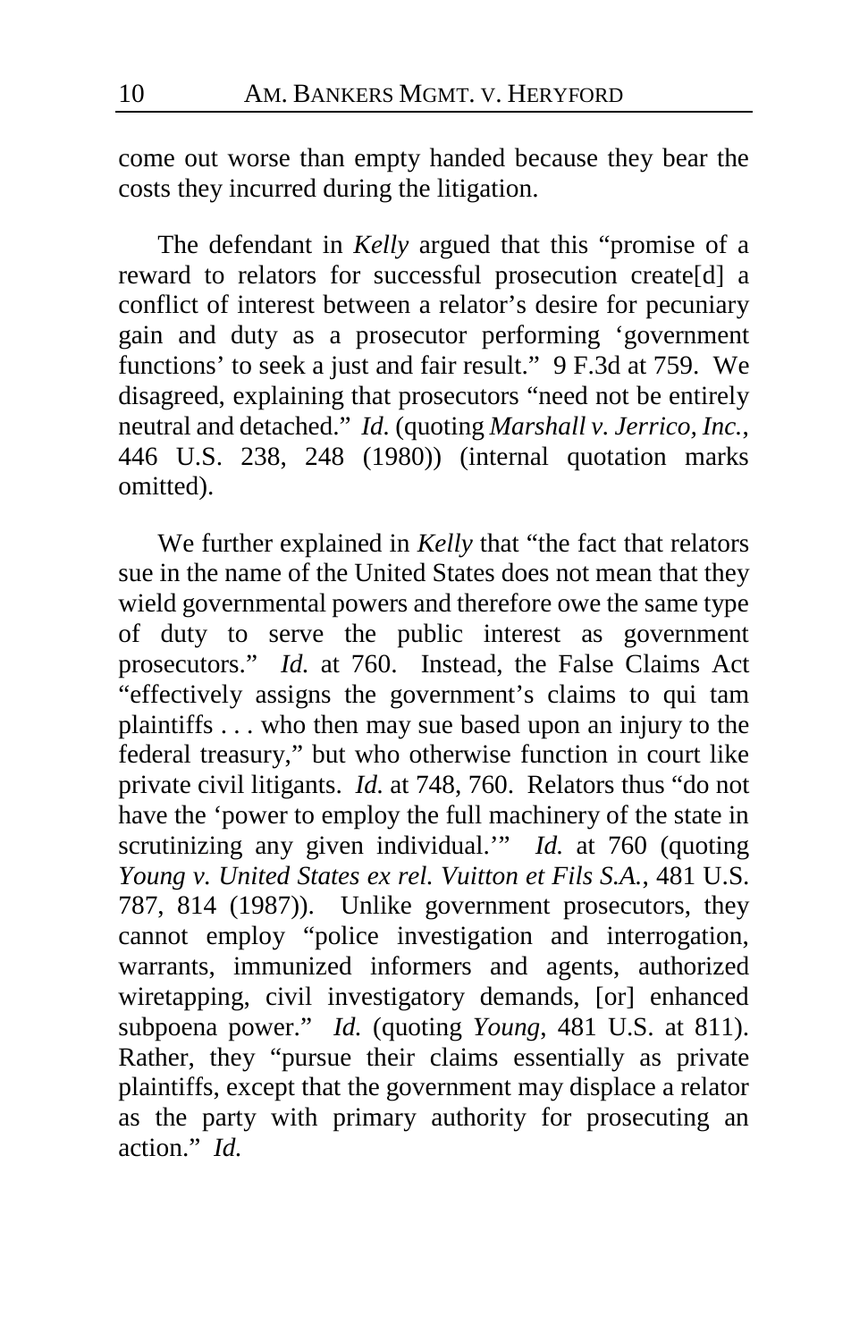come out worse than empty handed because they bear the costs they incurred during the litigation.

The defendant in *Kelly* argued that this "promise of a reward to relators for successful prosecution create[d] a conflict of interest between a relator's desire for pecuniary gain and duty as a prosecutor performing 'government functions' to seek a just and fair result." 9 F.3d at 759. We disagreed, explaining that prosecutors "need not be entirely neutral and detached." *Id.* (quoting *Marshall v. Jerrico, Inc.*, 446 U.S. 238, 248 (1980)) (internal quotation marks omitted).

We further explained in *Kelly* that "the fact that relators sue in the name of the United States does not mean that they wield governmental powers and therefore owe the same type of duty to serve the public interest as government prosecutors." *Id.* at 760. Instead, the False Claims Act "effectively assigns the government's claims to qui tam plaintiffs . . . who then may sue based upon an injury to the federal treasury," but who otherwise function in court like private civil litigants. *Id.* at 748, 760. Relators thus "do not have the 'power to employ the full machinery of the state in scrutinizing any given individual.'" *Id.* at 760 (quoting *Young v. United States ex rel. Vuitton et Fils S.A.*, 481 U.S. 787, 814 (1987)). Unlike government prosecutors, they cannot employ "police investigation and interrogation, warrants, immunized informers and agents, authorized wiretapping, civil investigatory demands, [or] enhanced subpoena power." *Id.* (quoting *Young*, 481 U.S. at 811). Rather, they "pursue their claims essentially as private plaintiffs, except that the government may displace a relator as the party with primary authority for prosecuting an action." *Id.*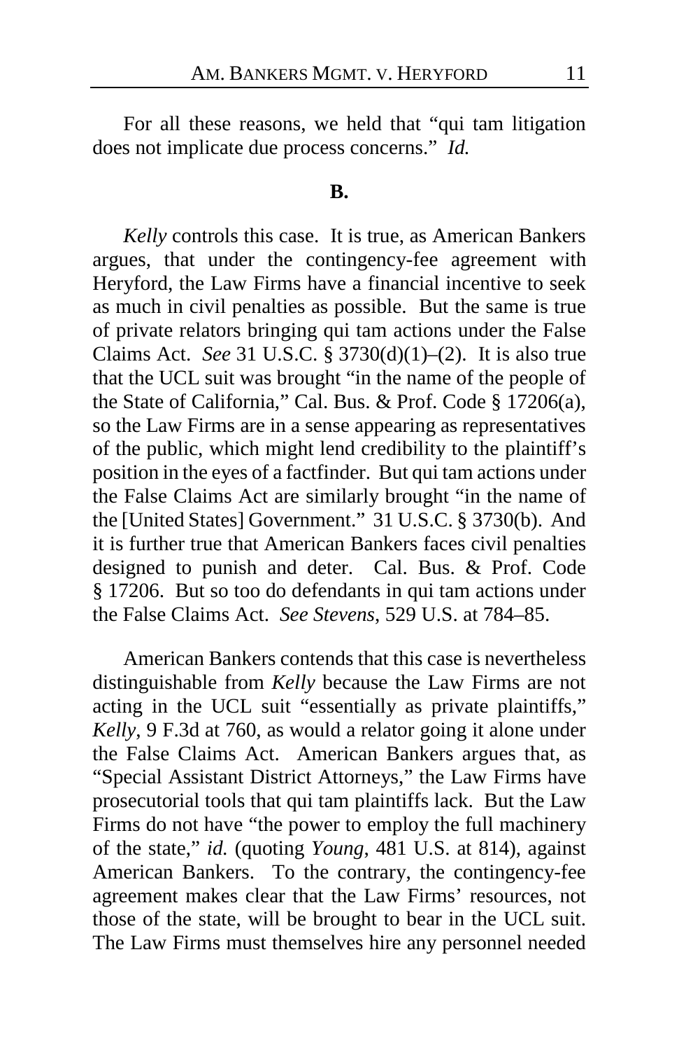For all these reasons, we held that "qui tam litigation does not implicate due process concerns." *Id.*

**B.**

*Kelly* controls this case. It is true, as American Bankers argues, that under the contingency-fee agreement with Heryford, the Law Firms have a financial incentive to seek as much in civil penalties as possible. But the same is true of private relators bringing qui tam actions under the False Claims Act. *See* 31 U.S.C. § 3730(d)(1)–(2). It is also true that the UCL suit was brought "in the name of the people of the State of California," Cal. Bus. & Prof. Code § 17206(a), so the Law Firms are in a sense appearing as representatives of the public, which might lend credibility to the plaintiff's position in the eyes of a factfinder. But qui tam actions under the False Claims Act are similarly brought "in the name of the [United States] Government." 31 U.S.C. § 3730(b). And it is further true that American Bankers faces civil penalties designed to punish and deter. Cal. Bus. & Prof. Code § 17206. But so too do defendants in qui tam actions under the False Claims Act. *See Stevens*, 529 U.S. at 784–85.

American Bankers contends that this case is nevertheless distinguishable from *Kelly* because the Law Firms are not acting in the UCL suit "essentially as private plaintiffs," *Kelly*, 9 F.3d at 760, as would a relator going it alone under the False Claims Act. American Bankers argues that, as "Special Assistant District Attorneys," the Law Firms have prosecutorial tools that qui tam plaintiffs lack. But the Law Firms do not have "the power to employ the full machinery of the state," *id.* (quoting *Young*, 481 U.S. at 814), against American Bankers. To the contrary, the contingency-fee agreement makes clear that the Law Firms' resources, not those of the state, will be brought to bear in the UCL suit. The Law Firms must themselves hire any personnel needed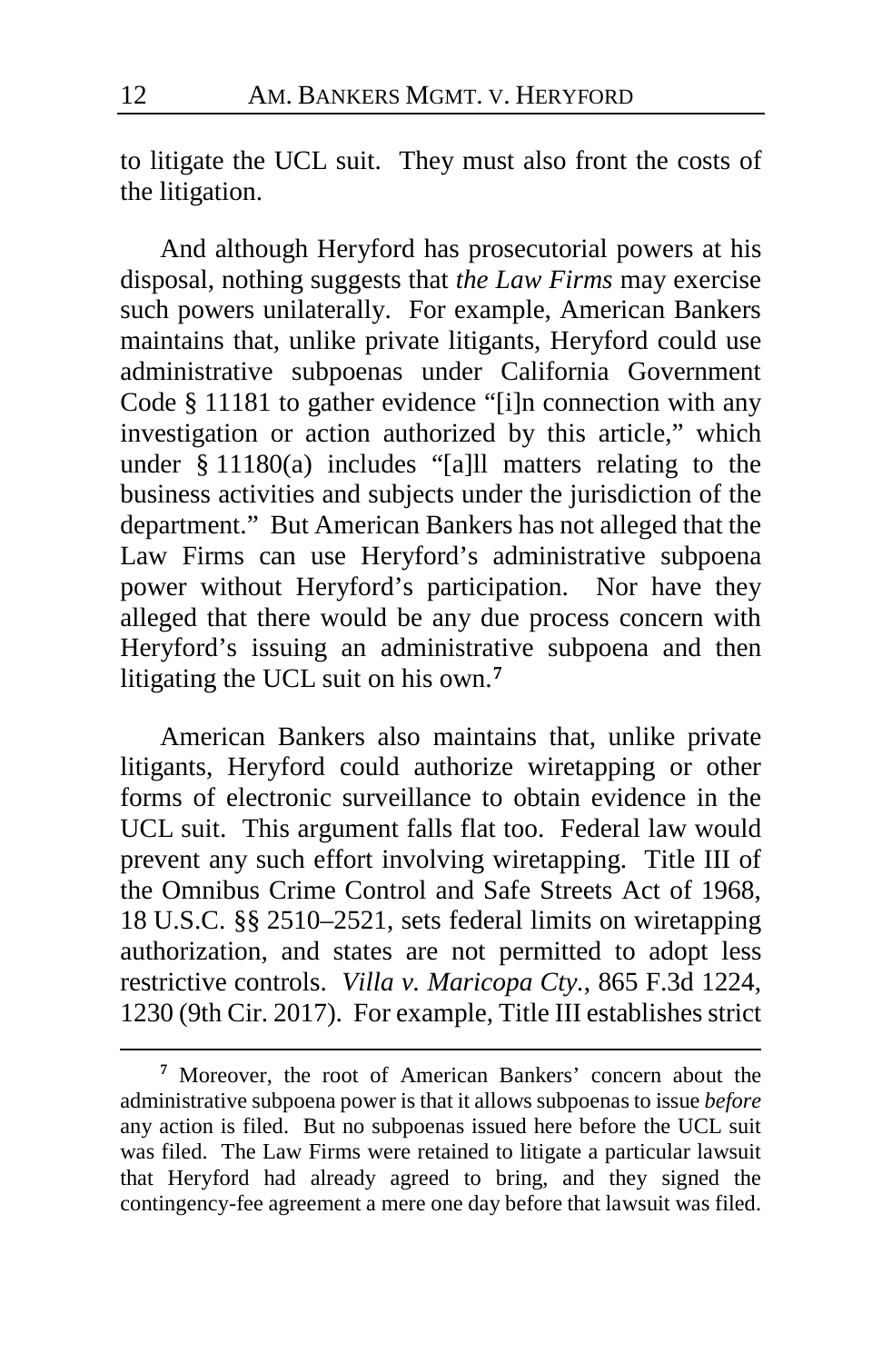to litigate the UCL suit. They must also front the costs of the litigation.

And although Heryford has prosecutorial powers at his disposal, nothing suggests that *the Law Firms* may exercise such powers unilaterally. For example, American Bankers maintains that, unlike private litigants, Heryford could use administrative subpoenas under California Government Code § 11181 to gather evidence "[i]n connection with any investigation or action authorized by this article," which under § 11180(a) includes "[a]ll matters relating to the business activities and subjects under the jurisdiction of the department." But American Bankers has not alleged that the Law Firms can use Heryford's administrative subpoena power without Heryford's participation. Nor have they alleged that there would be any due process concern with Heryford's issuing an administrative subpoena and then litigating the UCL suit on his own.[7]

American Bankers also maintains that, unlike private litigants, Heryford could authorize wiretapping or other forms of electronic surveillance to obtain evidence in the UCL suit. This argument falls flat too. Federal law would prevent any such effort involving wiretapping. Title III of the Omnibus Crime Control and Safe Streets Act of 1968, 18 U.S.C. §§ 2510–2521, sets federal limits on wiretapping authorization, and states are not permitted to adopt less restrictive controls. *Villa v. Maricopa Cty.*, 865 F.3d 1224, 1230 (9th Cir. 2017). For example, Title III establishes strict

[7] Moreover, the root of American Bankers' concern about the administrative subpoena power is that it allows subpoenas to issue *before* any action is filed. But no subpoenas issued here before the UCL suit was filed. The Law Firms were retained to litigate a particular lawsuit that Heryford had already agreed to bring, and they signed the contingency-fee agreement a mere one day before that lawsuit was filed.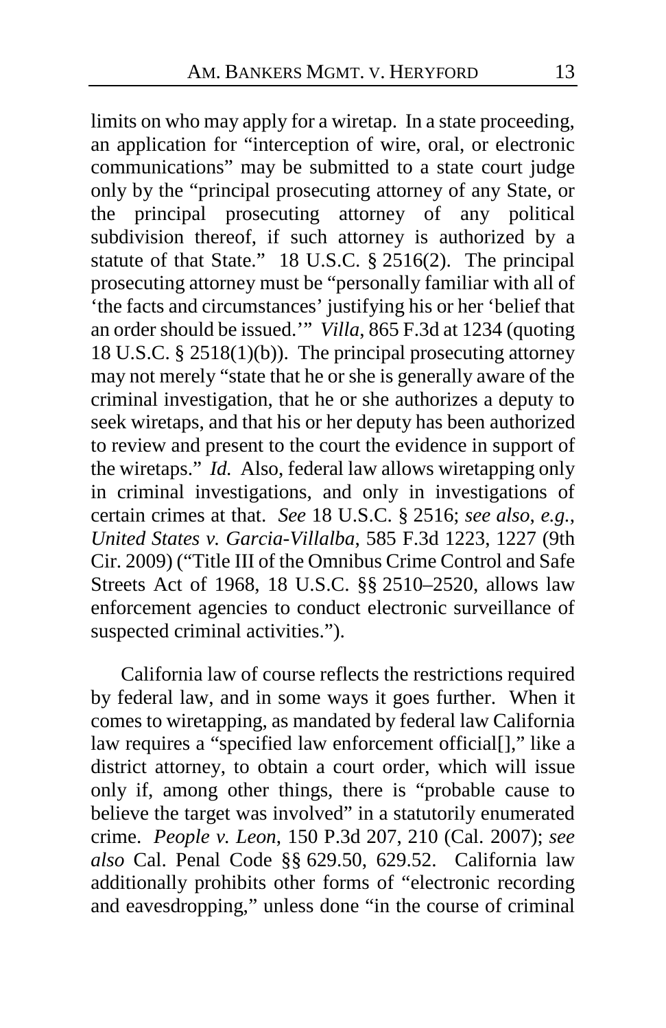limits on who may apply for a wiretap. In a state proceeding, an application for "interception of wire, oral, or electronic communications" may be submitted to a state court judge only by the "principal prosecuting attorney of any State, or the principal prosecuting attorney of any political subdivision thereof, if such attorney is authorized by a statute of that State." 18 U.S.C. § 2516(2). The principal prosecuting attorney must be "personally familiar with all of 'the facts and circumstances' justifying his or her 'belief that an order should be issued.'" *Villa*, 865 F.3d at 1234 (quoting 18 U.S.C. § 2518(1)(b)). The principal prosecuting attorney may not merely "state that he or she is generally aware of the criminal investigation, that he or she authorizes a deputy to seek wiretaps, and that his or her deputy has been authorized to review and present to the court the evidence in support of the wiretaps." *Id.* Also, federal law allows wiretapping only in criminal investigations, and only in investigations of certain crimes at that. *See* 18 U.S.C. § 2516; *see also*, *e.g.*, *United States v. Garcia-Villalba*, 585 F.3d 1223, 1227 (9th Cir. 2009) ("Title III of the Omnibus Crime Control and Safe Streets Act of 1968, 18 U.S.C. §§ 2510–2520, allows law enforcement agencies to conduct electronic surveillance of suspected criminal activities.").

California law of course reflects the restrictions required by federal law, and in some ways it goes further. When it comes to wiretapping, as mandated by federal law California law requires a "specified law enforcement official[]," like a district attorney, to obtain a court order, which will issue only if, among other things, there is "probable cause to believe the target was involved" in a statutorily enumerated crime. *People v. Leon*, 150 P.3d 207, 210 (Cal. 2007); *see also* Cal. Penal Code §§ 629.50, 629.52. California law additionally prohibits other forms of "electronic recording and eavesdropping," unless done "in the course of criminal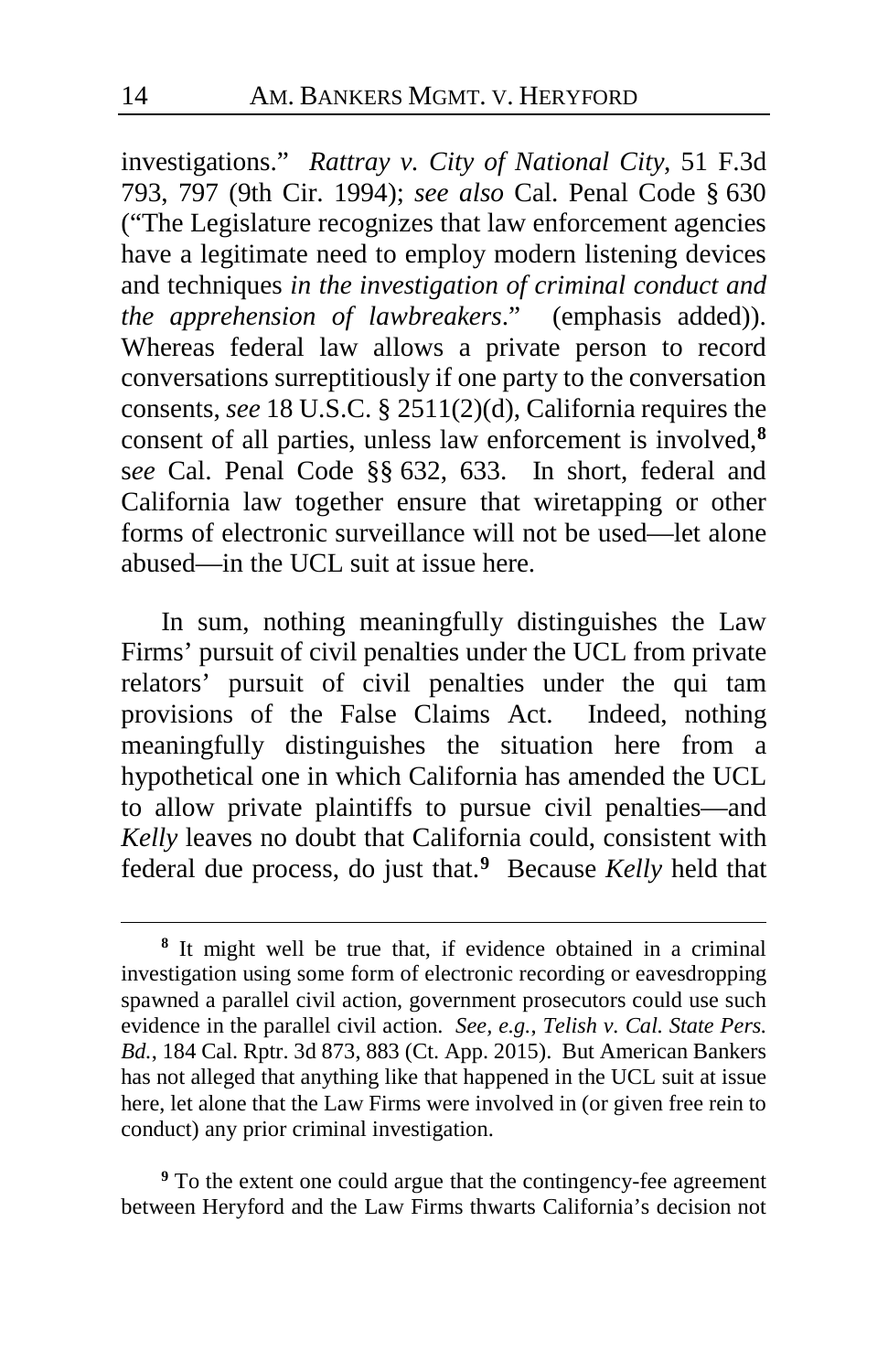investigations." *Rattray v. City of National City*, 51 F.3d 793, 797 (9th Cir. 1994); *see also* Cal. Penal Code § 630 ("The Legislature recognizes that law enforcement agencies have a legitimate need to employ modern listening devices and techniques *in the investigation of criminal conduct and the apprehension of lawbreakers*." (emphasis added)). Whereas federal law allows a private person to record conversations surreptitiously if one party to the conversation consents, *see* 18 U.S.C. § 2511(2)(d), California requires the consent of all parties, unless law enforcement is involved,[8] s*ee* Cal. Penal Code §§ 632, 633. In short, federal and California law together ensure that wiretapping or other forms of electronic surveillance will not be used—let alone abused—in the UCL suit at issue here.

In sum, nothing meaningfully distinguishes the Law Firms' pursuit of civil penalties under the UCL from private relators' pursuit of civil penalties under the qui tam provisions of the False Claims Act. Indeed, nothing meaningfully distinguishes the situation here from a hypothetical one in which California has amended the UCL to allow private plaintiffs to pursue civil penalties—and *Kelly* leaves no doubt that California could, consistent with federal due process, do just that.[9] Because *Kelly* held that

---

[8] It might well be true that, if evidence obtained in a criminal investigation using some form of electronic recording or eavesdropping spawned a parallel civil action, government prosecutors could use such evidence in the parallel civil action. *See, e.g.*, *Telish v. Cal. State Pers. Bd.*, 184 Cal. Rptr. 3d 873, 883 (Ct. App. 2015). But American Bankers has not alleged that anything like that happened in the UCL suit at issue here, let alone that the Law Firms were involved in (or given free rein to conduct) any prior criminal investigation.

[9] To the extent one could argue that the contingency-fee agreement between Heryford and the Law Firms thwarts California's decision not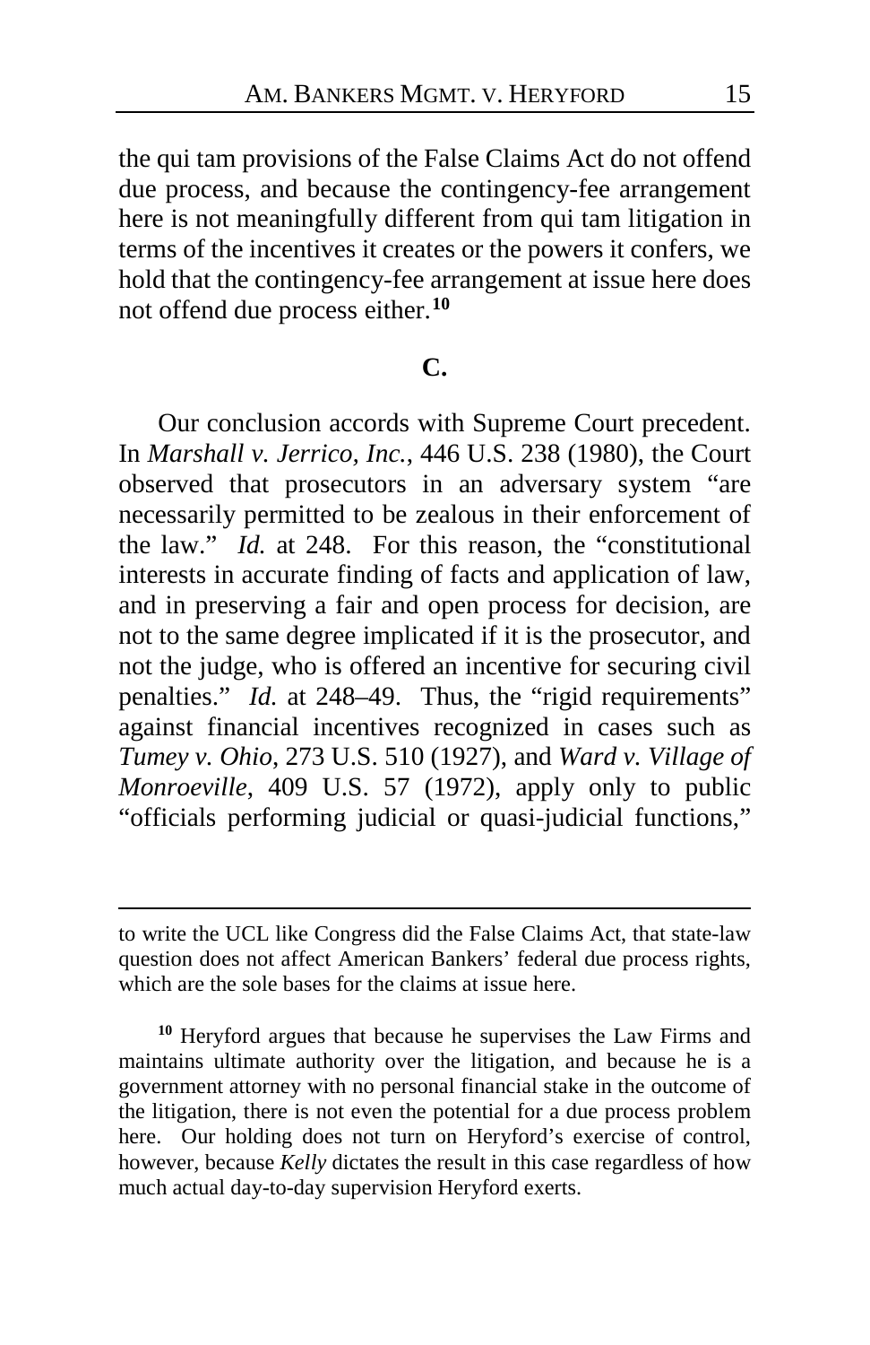the qui tam provisions of the False Claims Act do not offend due process, and because the contingency-fee arrangement here is not meaningfully different from qui tam litigation in terms of the incentives it creates or the powers it confers, we hold that the contingency-fee arrangement at issue here does not offend due process either.[10]

**C.**

Our conclusion accords with Supreme Court precedent. In *Marshall v. Jerrico, Inc.*, 446 U.S. 238 (1980), the Court observed that prosecutors in an adversary system "are necessarily permitted to be zealous in their enforcement of the law." *Id.* at 248. For this reason, the "constitutional interests in accurate finding of facts and application of law, and in preserving a fair and open process for decision, are not to the same degree implicated if it is the prosecutor, and not the judge, who is offered an incentive for securing civil penalties." *Id.* at 248–49. Thus, the "rigid requirements" against financial incentives recognized in cases such as *Tumey v. Ohio*, 273 U.S. 510 (1927), and *Ward v. Village of Monroeville*, 409 U.S. 57 (1972), apply only to public "officials performing judicial or quasi-judicial functions,"

---

to write the UCL like Congress did the False Claims Act, that state-law question does not affect American Bankers' federal due process rights, which are the sole bases for the claims at issue here.

[10] Heryford argues that because he supervises the Law Firms and maintains ultimate authority over the litigation, and because he is a government attorney with no personal financial stake in the outcome of the litigation, there is not even the potential for a due process problem here. Our holding does not turn on Heryford's exercise of control, however, because *Kelly* dictates the result in this case regardless of how much actual day-to-day supervision Heryford exerts.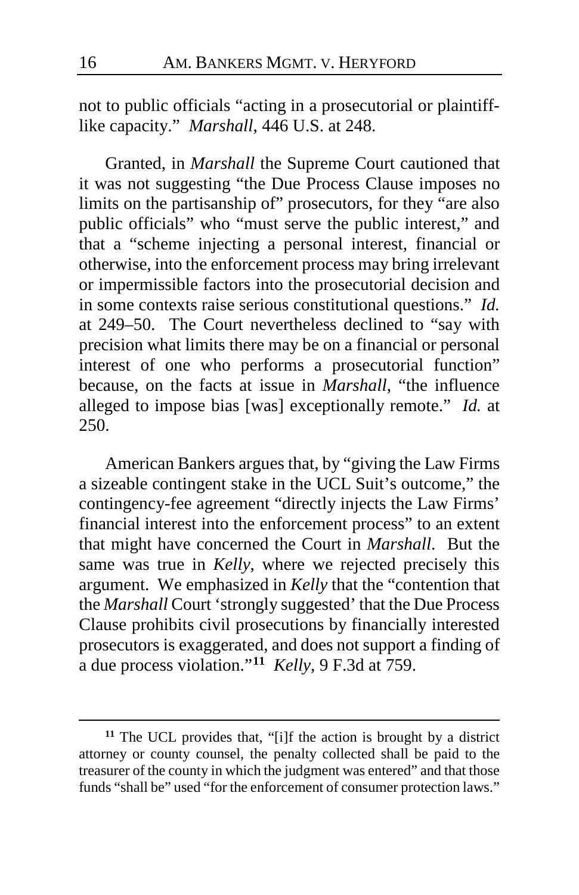not to public officials "acting in a prosecutorial or plaintiff-like capacity." *Marshall*, 446 U.S. at 248.

Granted, in *Marshall* the Supreme Court cautioned that it was not suggesting "the Due Process Clause imposes no limits on the partisanship of" prosecutors, for they "are also public officials" who "must serve the public interest," and that a "scheme injecting a personal interest, financial or otherwise, into the enforcement process may bring irrelevant or impermissible factors into the prosecutorial decision and in some contexts raise serious constitutional questions." *Id.* at 249–50. The Court nevertheless declined to "say with precision what limits there may be on a financial or personal interest of one who performs a prosecutorial function" because, on the facts at issue in *Marshall*, "the influence alleged to impose bias [was] exceptionally remote." *Id.* at 250.

American Bankers argues that, by "giving the Law Firms a sizeable contingent stake in the UCL Suit's outcome," the contingency-fee agreement "directly injects the Law Firms' financial interest into the enforcement process" to an extent that might have concerned the Court in *Marshall*. But the same was true in *Kelly*, where we rejected precisely this argument. We emphasized in *Kelly* that the "contention that the *Marshall* Court 'strongly suggested' that the Due Process Clause prohibits civil prosecutions by financially interested prosecutors is exaggerated, and does not support a finding of a due process violation."[11] *Kelly*, 9 F.3d at 759.

[11] The UCL provides that, "[i]f the action is brought by a district attorney or county counsel, the penalty collected shall be paid to the treasurer of the county in which the judgment was entered" and that those funds "shall be" used "for the enforcement of consumer protection laws."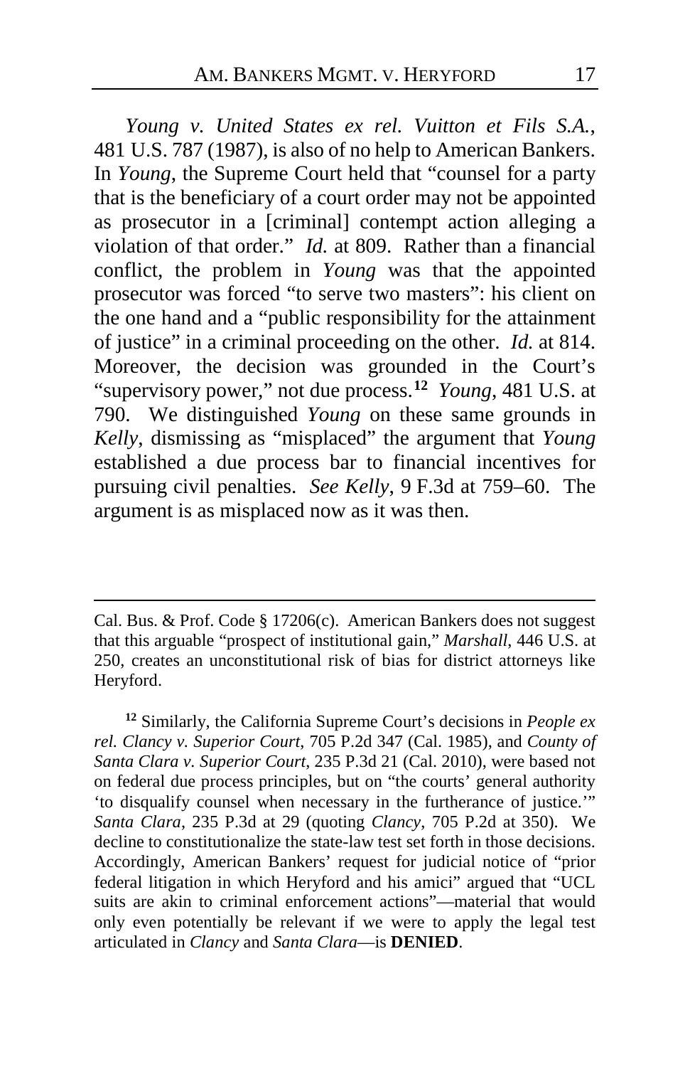*Young v. United States ex rel. Vuitton et Fils S.A.*, 481 U.S. 787 (1987), is also of no help to American Bankers. In *Young*, the Supreme Court held that "counsel for a party that is the beneficiary of a court order may not be appointed as prosecutor in a [criminal] contempt action alleging a violation of that order." *Id.* at 809. Rather than a financial conflict, the problem in *Young* was that the appointed prosecutor was forced "to serve two masters": his client on the one hand and a "public responsibility for the attainment of justice" in a criminal proceeding on the other. *Id.* at 814. Moreover, the decision was grounded in the Court's "supervisory power," not due process.[12] *Young*, 481 U.S. at 790. We distinguished *Young* on these same grounds in *Kelly*, dismissing as "misplaced" the argument that *Young* established a due process bar to financial incentives for pursuing civil penalties. *See Kelly*, 9 F.3d at 759–60. The argument is as misplaced now as it was then.

---

Cal. Bus. & Prof. Code § 17206(c). American Bankers does not suggest that this arguable "prospect of institutional gain," *Marshall*, 446 U.S. at 250, creates an unconstitutional risk of bias for district attorneys like Heryford.

[12] Similarly, the California Supreme Court's decisions in *People ex rel. Clancy v. Superior Court*, 705 P.2d 347 (Cal. 1985), and *County of Santa Clara v. Superior Court*, 235 P.3d 21 (Cal. 2010), were based not on federal due process principles, but on "the courts' general authority 'to disqualify counsel when necessary in the furtherance of justice.'" *Santa Clara*, 235 P.3d at 29 (quoting *Clancy*, 705 P.2d at 350). We decline to constitutionalize the state-law test set forth in those decisions. Accordingly, American Bankers' request for judicial notice of "prior federal litigation in which Heryford and his amici" argued that "UCL suits are akin to criminal enforcement actions"—material that would only even potentially be relevant if we were to apply the legal test articulated in *Clancy* and *Santa Clara*—is **DENIED**.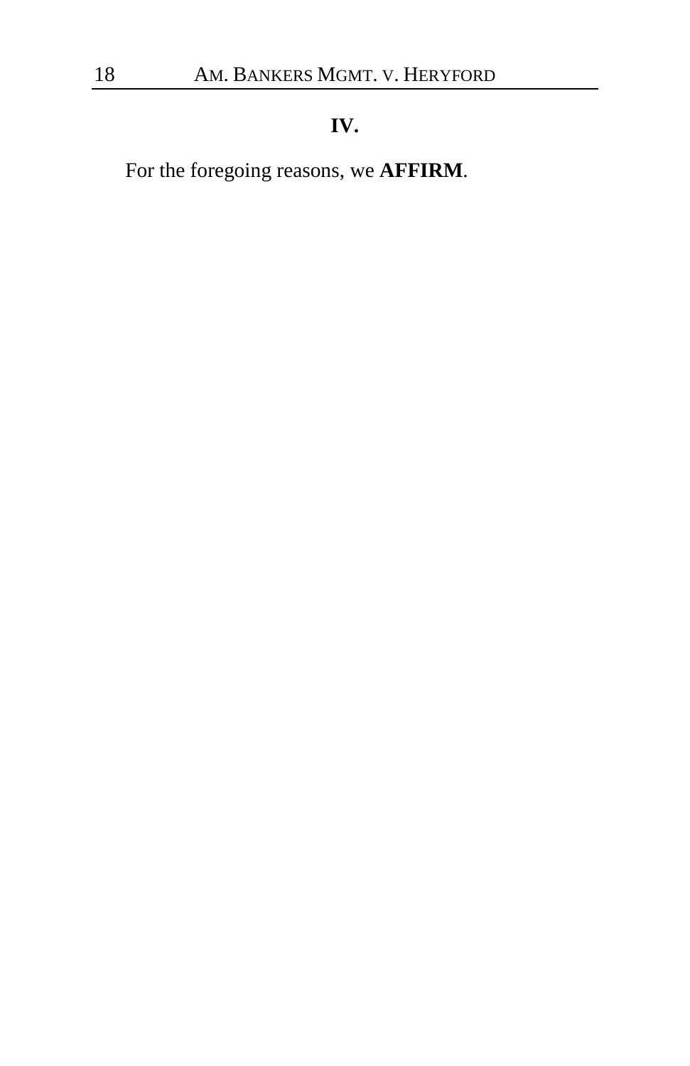## IV.

For the foregoing reasons, we **AFFIRM**.